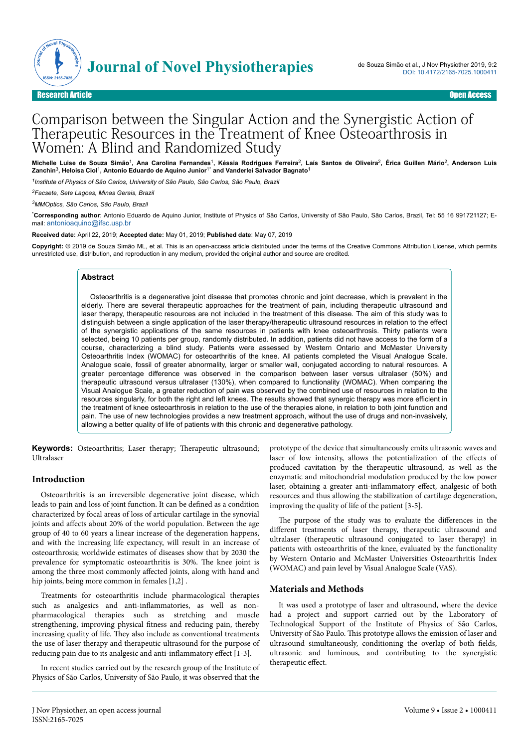Research Article | Open Access

# Comparison between the Singular Action and the Synergistic Action of Therapeutic Resources in the Treatment of Knee Osteoarthrosis in Women: A Blind and Randomized Study

**Michelle Luise de Souza Simão[1], Ana Carolina Fernandes[1], Késsia Rodrigues Ferreira[2], Laís Santos de Oliveira[2], Érica Guillen Mário[2], Anderson Luis Zanchin[3], Heloisa Ciol[1], Antonio Eduardo de Aquino Junior[1*] and Vanderlei Salvador Bagnato[1]**

*[1]Institute of Physics of São Carlos, University of São Paulo, São Carlos, São Paulo, Brazil*

*[2]Facsete, Sete Lagoas, Minas Gerais, Brazil*

*[3]MMOptics, São Carlos, São Paulo, Brazil*

[*]**Corresponding author**: Antonio Eduardo de Aquino Junior, Institute of Physics of São Carlos, University of São Paulo, São Carlos, Brazil, Tel: 55 16 991721127; E-mail: antonioaquino@ifsc.usp.br

**Received date:** April 22, 2019; **Accepted date:** May 01, 2019; **Published date**: May 07, 2019

**Copyright:** © 2019 de Souza Simão ML, et al. This is an open-access article distributed under the terms of the Creative Commons Attribution License, which permits unrestricted use, distribution, and reproduction in any medium, provided the original author and source are credited.

## Abstract

Osteoarthritis is a degenerative joint disease that promotes chronic and joint decrease, which is prevalent in the elderly. There are several therapeutic approaches for the treatment of pain, including therapeutic ultrasound and laser therapy, therapeutic resources are not included in the treatment of this disease. The aim of this study was to distinguish between a single application of the laser therapy/therapeutic ultrasound resources in relation to the effect of the synergistic applications of the same resources in patients with knee osteoarthrosis. Thirty patients were selected, being 10 patients per group, randomly distributed. In addition, patients did not have access to the form of a course, characterizing a blind study. Patients were assessed by Western Ontario and McMaster University Osteoarthritis Index (WOMAC) for osteoarthritis of the knee. All patients completed the Visual Analogue Scale. Analogue scale, fossil of greater abnormality, larger or smaller wall, conjugated according to natural resources. A greater percentage difference was observed in the comparison between laser versus ultralaser (50%) and therapeutic ultrasound versus ultralaser (130%), when compared to functionality (WOMAC). When comparing the Visual Analogue Scale, a greater reduction of pain was observed by the combined use of resources in relation to the resources singularly, for both the right and left knees. The results showed that synergic therapy was more efficient in the treatment of knee osteoarthrosis in relation to the use of the therapies alone, in relation to both joint function and pain. The use of new technologies provides a new treatment approach, without the use of drugs and non-invasively, allowing a better quality of life of patients with this chronic and degenerative pathology.

**Keywords:** Osteoarthritis; Laser therapy; Therapeutic ultrasound; Ultralaser

## Introduction

Osteoarthritis is an irreversible degenerative joint disease, which leads to pain and loss of joint function. It can be defined as a condition characterized by focal areas of loss of articular cartilage in the synovial joints and affects about 20% of the world population. Between the age group of 40 to 60 years a linear increase of the degeneration happens, and with the increasing life expectancy, will result in an increase of osteoarthrosis; worldwide estimates of diseases show that by 2030 the prevalence for symptomatic osteoarthritis is 30%. The knee joint is among the three most commonly affected joints, along with hand and hip joints, being more common in females [1,2] .

Treatments for osteoarthritis include pharmacological therapies such as analgesics and anti-inflammatories, as well as non-pharmacological therapies such as stretching and muscle strengthening, improving physical fitness and reducing pain, thereby increasing quality of life. They also include as conventional treatments the use of laser therapy and therapeutic ultrasound for the purpose of reducing pain due to its analgesic and anti-inflammatory effect [1-3].

In recent studies carried out by the research group of the Institute of Physics of São Carlos, University of São Paulo, it was observed that the prototype of the device that simultaneously emits ultrasonic waves and laser of low intensity, allows the potentialization of the effects of produced cavitation by the therapeutic ultrasound, as well as the enzymatic and mitochondrial modulation produced by the low power laser, obtaining a greater anti-inflammatory effect, analgesic of both resources and thus allowing the stabilization of cartilage degeneration, improving the quality of life of the patient [3-5].

The purpose of the study was to evaluate the differences in the different treatments of laser therapy, therapeutic ultrasound and ultralaser (therapeutic ultrasound conjugated to laser therapy) in patients with osteoarthritis of the knee, evaluated by the functionality by Western Ontario and McMaster Universities Osteoarthritis Index (WOMAC) and pain level by Visual Analogue Scale (VAS).

## Materials and Methods

It was used a prototype of laser and ultrasound, where the device had a project and support carried out by the Laboratory of Technological Support of the Institute of Physics of São Carlos, University of São Paulo. This prototype allows the emission of laser and ultrasound simultaneously, conditioning the overlap of both fields, ultrasonic and luminous, and contributing to the synergistic therapeutic effect.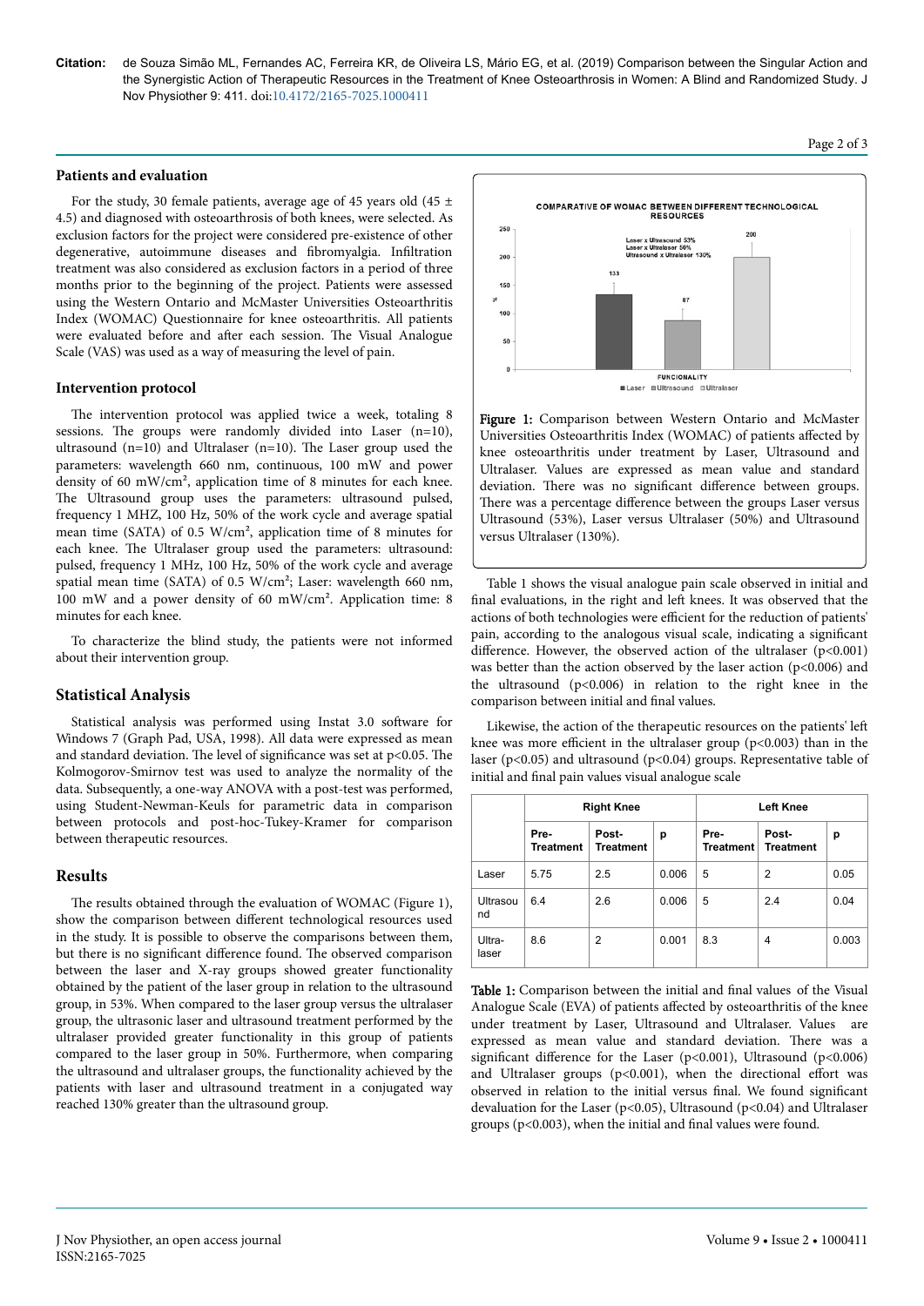## Patients and evaluation

For the study, 30 female patients, average age of 45 years old (45 ± 4.5) and diagnosed with osteoarthrosis of both knees, were selected. As exclusion factors for the project were considered pre-existence of other degenerative, autoimmune diseases and fibromyalgia. Infiltration treatment was also considered as exclusion factors in a period of three months prior to the beginning of the project. Patients were assessed using the Western Ontario and McMaster Universities Osteoarthritis Index (WOMAC) Questionnaire for knee osteoarthritis. All patients were evaluated before and after each session. The Visual Analogue Scale (VAS) was used as a way of measuring the level of pain.

## Intervention protocol

The intervention protocol was applied twice a week, totaling 8 sessions. The groups were randomly divided into Laser (n=10), ultrasound (n=10) and Ultralaser (n=10). The Laser group used the parameters: wavelength 660 nm, continuous, 100 mW and power density of 60 mW/cm², application time of 8 minutes for each knee. The Ultrasound group uses the parameters: ultrasound pulsed, frequency 1 MHZ, 100 Hz, 50% of the work cycle and average spatial mean time (SATA) of 0.5 W/cm², application time of 8 minutes for each knee. The Ultralaser group used the parameters: ultrasound: pulsed, frequency 1 MHz, 100 Hz, 50% of the work cycle and average spatial mean time (SATA) of 0.5 W/cm²; Laser: wavelength 660 nm, 100 mW and a power density of 60 mW/cm². Application time: 8 minutes for each knee.

To characterize the blind study, the patients were not informed about their intervention group.

## Statistical Analysis

Statistical analysis was performed using Instat 3.0 software for Windows 7 (Graph Pad, USA, 1998). All data were expressed as mean and standard deviation. The level of significance was set at $p<0.05$. The Kolmogorov-Smirnov test was used to analyze the normality of the data. Subsequently, a one-way ANOVA with a post-test was performed, using Student-Newman-Keuls for parametric data in comparison between protocols and post-hoc-Tukey-Kramer for comparison between therapeutic resources.

## Results

The results obtained through the evaluation of WOMAC (Figure 1), show the comparison between different technological resources used in the study. It is possible to observe the comparisons between them, but there is no significant difference found. The observed comparison between the laser and X-ray groups showed greater functionality obtained by the patient of the laser group in relation to the ultrasound group, in 53%. When compared to the laser group versus the ultralaser group, the ultrasonic laser and ultrasound treatment performed by the ultralaser provided greater functionality in this group of patients compared to the laser group in 50%. Furthermore, when comparing the ultrasound and ultralaser groups, the functionality achieved by the patients with laser and ultrasound treatment in a conjugated way reached 130% greater than the ultrasound group.

COMPARATIVE OF WOMAC BETWEEN DIFFERENT TECHNOLOGICAL RESOURCES

Figure 1: Comparison between Western Ontario and McMaster Universities Osteoarthritis Index (WOMAC) of patients affected by knee osteoarthritis under treatment by Laser, Ultrasound and Ultralaser. Values are expressed as mean value and standard deviation. There was no significant difference between groups. There was a percentage difference between the groups Laser versus Ultrasound (53%), Laser versus Ultralaser (50%) and Ultrasound versus Ultralaser (130%).

Table 1 shows the visual analogue pain scale observed in initial and final evaluations, in the right and left knees. It was observed that the actions of both technologies were efficient for the reduction of patients' pain, according to the analogous visual scale, indicating a significant difference. However, the observed action of the ultralaser ($p<0.001$) was better than the action observed by the laser action ($p<0.006$) and the ultrasound ($p<0.006$) in relation to the right knee in the comparison between initial and final values.

Likewise, the action of the therapeutic resources on the patients' left knee was more efficient in the ultralaser group ($p<0.003$) than in the laser ($p<0.05$) and ultrasound ($p<0.04$) groups. Representative table of initial and final pain values visual analogue scale

| | Right Knee | | | Left Knee | | |
|---|---|---|---|---|---|---|
| | Pre-Treatment | Post-Treatment | p | Pre-Treatment | Post-Treatment | p |
| Laser | 5.75 | 2.5 | 0.006 | 5 | 2 | 0.05 |
| Ultrasound | 6.4 | 2.6 | 0.006 | 5 | 2.4 | 0.04 |
| Ultra-laser | 8.6 | 2 | 0.001 | 8.3 | 4 | 0.003 |

Table 1: Comparison between the initial and final values of the Visual Analogue Scale (EVA) of patients affected by osteoarthritis of the knee under treatment by Laser, Ultrasound and Ultralaser. Values are expressed as mean value and standard deviation. There was a significant difference for the Laser ($p<0.001$), Ultrasound ($p<0.006$) and Ultralaser groups ($p<0.001$), when the directional effort was observed in relation to the initial versus final. We found significant devaluation for the Laser ($p<0.05$), Ultrasound ($p<0.04$) and Ultralaser groups ($p<0.003$), when the initial and final values were found.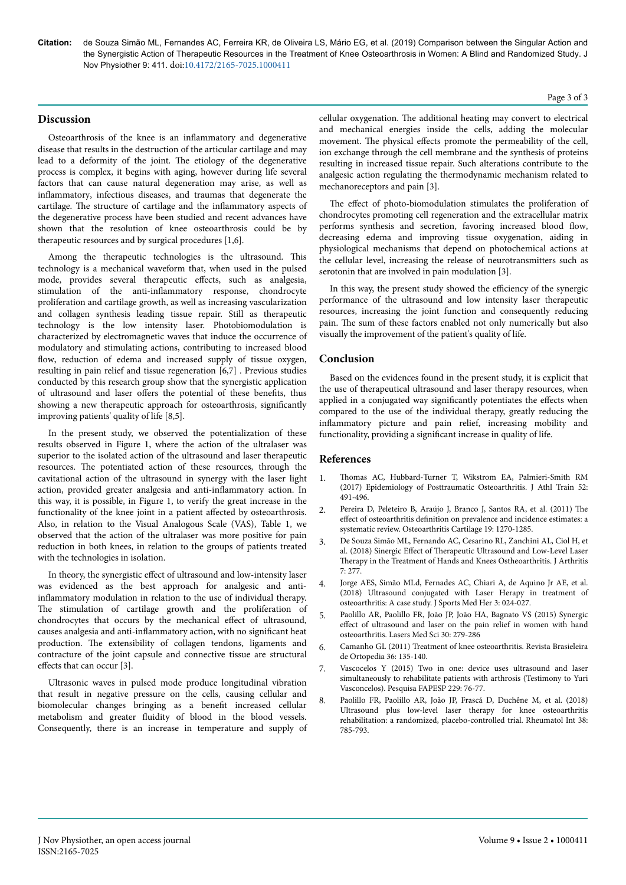## Discussion

Osteoarthrosis of the knee is an inflammatory and degenerative disease that results in the destruction of the articular cartilage and may lead to a deformity of the joint. The etiology of the degenerative process is complex, it begins with aging, however during life several factors that can cause natural degeneration may arise, as well as inflammatory, infectious diseases, and traumas that degenerate the cartilage. The structure of cartilage and the inflammatory aspects of the degenerative process have been studied and recent advances have shown that the resolution of knee osteoarthrosis could be by therapeutic resources and by surgical procedures [1,6].

Among the therapeutic technologies is the ultrasound. This technology is a mechanical waveform that, when used in the pulsed mode, provides several therapeutic effects, such as analgesia, stimulation of the anti-inflammatory response, chondrocyte proliferation and cartilage growth, as well as increasing vascularization and collagen synthesis leading tissue repair. Still as therapeutic technology is the low intensity laser. Photobiomodulation is characterized by electromagnetic waves that induce the occurrence of modulatory and stimulating actions, contributing to increased blood flow, reduction of edema and increased supply of tissue oxygen, resulting in pain relief and tissue regeneration [6,7] . Previous studies conducted by this research group show that the synergistic application of ultrasound and laser offers the potential of these benefits, thus showing a new therapeutic approach for osteoarthrosis, significantly improving patients' quality of life [8,5].

In the present study, we observed the potentialization of these results observed in Figure 1, where the action of the ultralaser was superior to the isolated action of the ultrasound and laser therapeutic resources. The potentiated action of these resources, through the cavitational action of the ultrasound in synergy with the laser light action, provided greater analgesia and anti-inflammatory action. In this way, it is possible, in Figure 1, to verify the great increase in the functionality of the knee joint in a patient affected by osteoarthrosis. Also, in relation to the Visual Analogous Scale (VAS), Table 1, we observed that the action of the ultralaser was more positive for pain reduction in both knees, in relation to the groups of patients treated with the technologies in isolation.

In theory, the synergistic effect of ultrasound and low-intensity laser was evidenced as the best approach for analgesic and anti-inflammatory modulation in relation to the use of individual therapy. The stimulation of cartilage growth and the proliferation of chondrocytes that occurs by the mechanical effect of ultrasound, causes analgesia and anti-inflammatory action, with no significant heat production. The extensibility of collagen tendons, ligaments and contracture of the joint capsule and connective tissue are structural effects that can occur [3].

Ultrasonic waves in pulsed mode produce longitudinal vibration that result in negative pressure on the cells, causing cellular and biomolecular changes bringing as a benefit increased cellular metabolism and greater fluidity of blood in the blood vessels. Consequently, there is an increase in temperature and supply of cellular oxygenation. The additional heating may convert to electrical and mechanical energies inside the cells, adding the molecular movement. The physical effects promote the permeability of the cell, ion exchange through the cell membrane and the synthesis of proteins resulting in increased tissue repair. Such alterations contribute to the analgesic action regulating the thermodynamic mechanism related to mechanoreceptors and pain [3].

The effect of photo-biomodulation stimulates the proliferation of chondrocytes promoting cell regeneration and the extracellular matrix performs synthesis and secretion, favoring increased blood flow, decreasing edema and improving tissue oxygenation, aiding in physiological mechanisms that depend on photochemical actions at the cellular level, increasing the release of neurotransmitters such as serotonin that are involved in pain modulation [3].

In this way, the present study showed the efficiency of the synergic performance of the ultrasound and low intensity laser therapeutic resources, increasing the joint function and consequently reducing pain. The sum of these factors enabled not only numerically but also visually the improvement of the patient's quality of life.

## Conclusion

Based on the evidences found in the present study, it is explicit that the use of therapeutical ultrasound and laser therapy resources, when applied in a conjugated way significantly potentiates the effects when compared to the use of the individual therapy, greatly reducing the inflammatory picture and pain relief, increasing mobility and functionality, providing a significant increase in quality of life.

## References

1. Thomas AC, Hubbard-Turner T, Wikstrom EA, Palmieri-Smith RM (2017) Epidemiology of Posttraumatic Osteoarthritis. J Athl Train 52: 491-496.
2. Pereira D, Peleteiro B, Araújo J, Branco J, Santos RA, et al. (2011) The effect of osteoarthritis definition on prevalence and incidence estimates: a systematic review. Osteoarthritis Cartilage 19: 1270-1285.
3. De Souza Simão ML, Fernando AC, Cesarino RL, Zanchini AL, Ciol H, et al. (2018) Sinergic Effect of Therapeutic Ultrasound and Low-Level Laser Therapy in the Treatment of Hands and Knees Ostheoarthritis. J Arthritis 7: 277.
4. Jorge AES, Simão MLd, Fernades AC, Chiari A, de Aquino Jr AE, et al. (2018) Ultrasound conjugated with Laser Herapy in treatment of osteoarthritis: A case study. J Sports Med Her 3: 024-027.
5. Paolillo AR, Paolillo FR, João JP, João HA, Bagnato VS (2015) Synergic effect of ultrasound and laser on the pain relief in women with hand osteoarthritis. Lasers Med Sci 30: 279-286
6. Camanho GL (2011) Treatment of knee osteoarthritis. Revista Brasieleira de Ortopedia 36: 135-140.
7. Vascocelos Y (2015) Two in one: device uses ultrasound and laser simultaneously to rehabilitate patients with arthrosis (Testimony to Yuri Vasconcelos). Pesquisa FAPESP 229: 76-77.
8. Paolillo FR, Paolillo AR, João JP, Frascá D, Duchêne M, et al. (2018) Ultrasound plus low-level laser therapy for knee osteoarthritis rehabilitation: a randomized, placebo-controlled trial. Rheumatol Int 38: 785-793.